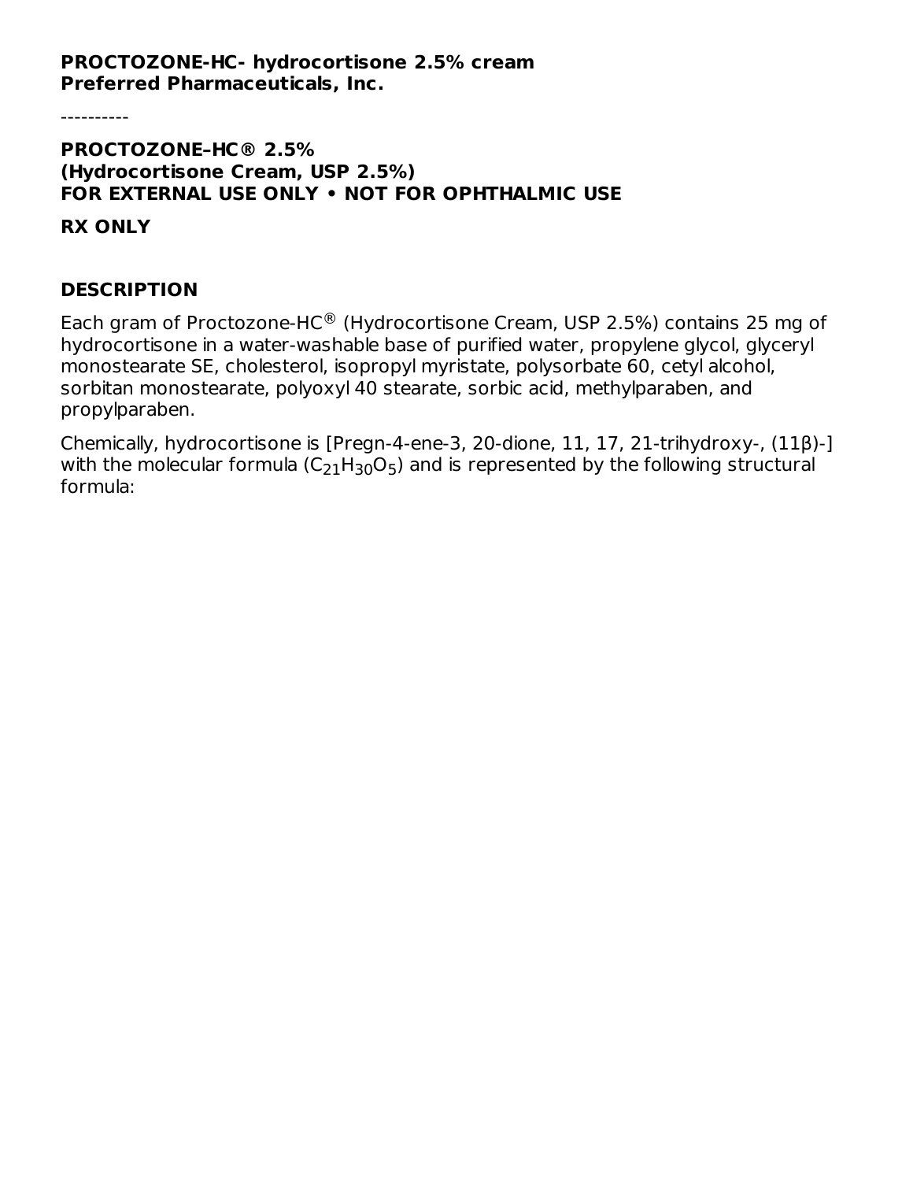**PROCTOZONE-HC- hydrocortisone 2.5% cream**
**Preferred Pharmaceuticals, Inc.**

----------

**PROCTOZONE–HC® 2.5%**
**(Hydrocortisone Cream, USP 2.5%)**
**FOR EXTERNAL USE ONLY • NOT FOR OPHTHALMIC USE**

**RX ONLY**

## DESCRIPTION

Each gram of Proctozone-HC® (Hydrocortisone Cream, USP 2.5%) contains 25 mg of hydrocortisone in a water-washable base of purified water, propylene glycol, glyceryl monostearate SE, cholesterol, isopropyl myristate, polysorbate 60, cetyl alcohol, sorbitan monostearate, polyoxyl 40 stearate, sorbic acid, methylparaben, and propylparaben.

Chemically, hydrocortisone is [Pregn-4-ene-3, 20-dione, 11, 17, 21-trihydroxy-, (11β)-] with the molecular formula ($C_{21}H_{30}O_5$) and is represented by the following structural formula: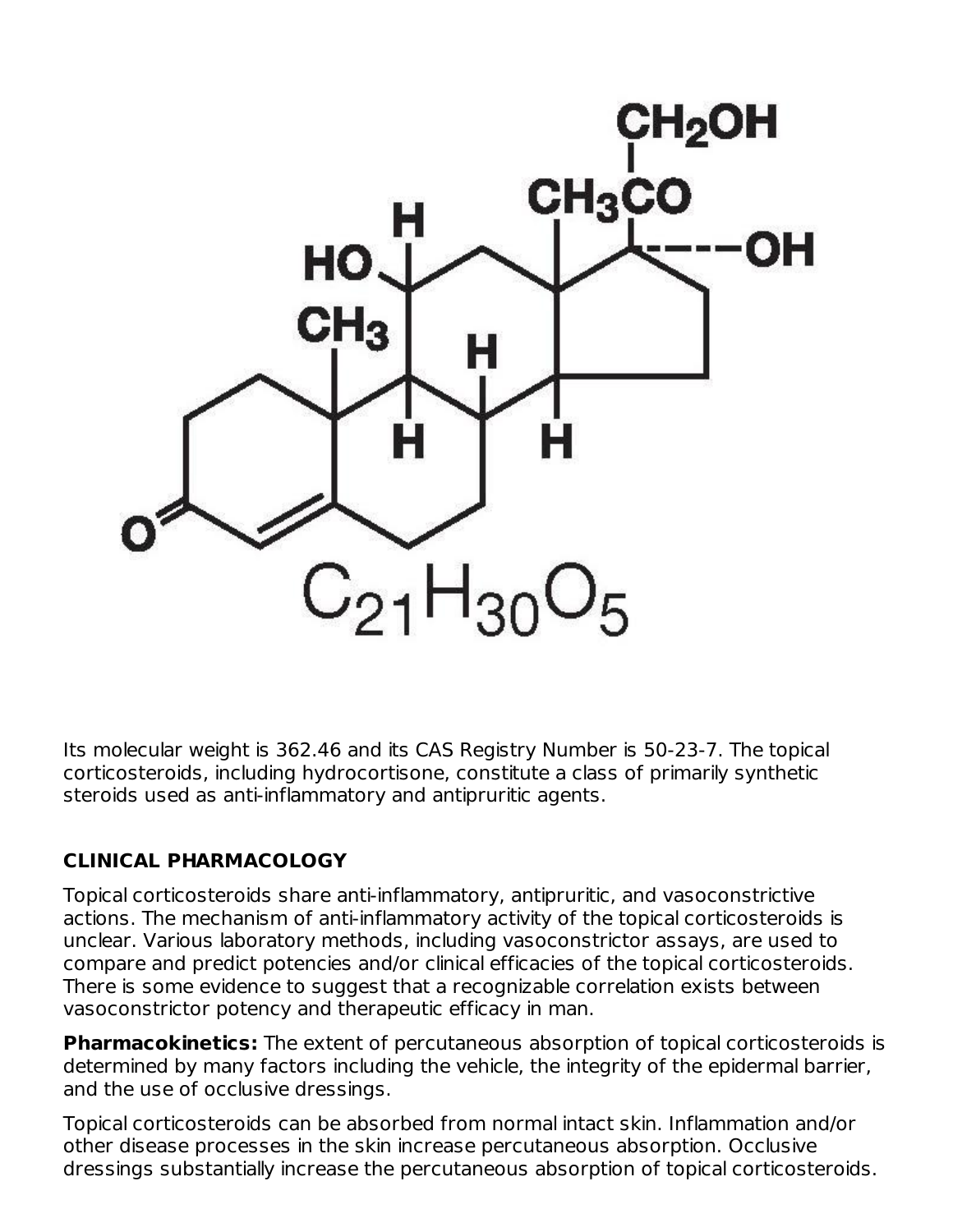$C_{21}H_{30}O_5$

Its molecular weight is 362.46 and its CAS Registry Number is 50-23-7. The topical corticosteroids, including hydrocortisone, constitute a class of primarily synthetic steroids used as anti-inflammatory and antipruritic agents.

## CLINICAL PHARMACOLOGY

Topical corticosteroids share anti-inflammatory, antipruritic, and vasoconstrictive actions. The mechanism of anti-inflammatory activity of the topical corticosteroids is unclear. Various laboratory methods, including vasoconstrictor assays, are used to compare and predict potencies and/or clinical efficacies of the topical corticosteroids. There is some evidence to suggest that a recognizable correlation exists between vasoconstrictor potency and therapeutic efficacy in man.

**Pharmacokinetics:** The extent of percutaneous absorption of topical corticosteroids is determined by many factors including the vehicle, the integrity of the epidermal barrier, and the use of occlusive dressings.

Topical corticosteroids can be absorbed from normal intact skin. Inflammation and/or other disease processes in the skin increase percutaneous absorption. Occlusive dressings substantially increase the percutaneous absorption of topical corticosteroids.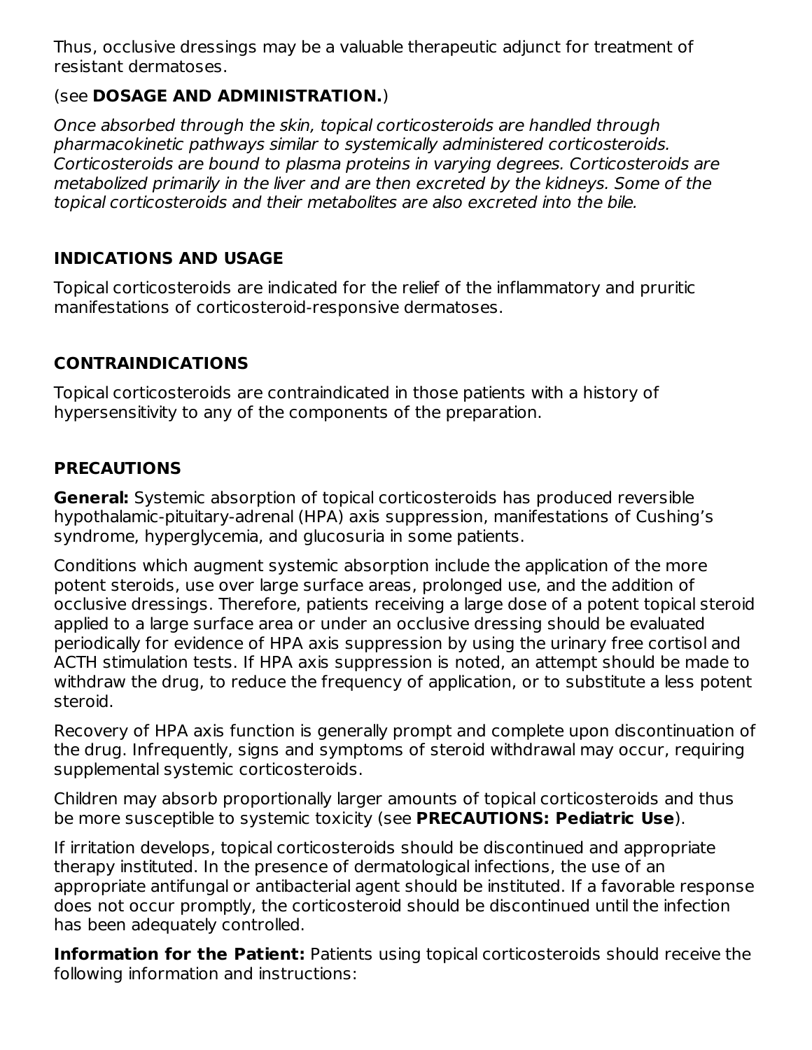Thus, occlusive dressings may be a valuable therapeutic adjunct for treatment of resistant dermatoses.

(see **DOSAGE AND ADMINISTRATION.**)

*Once absorbed through the skin, topical corticosteroids are handled through pharmacokinetic pathways similar to systemically administered corticosteroids. Corticosteroids are bound to plasma proteins in varying degrees. Corticosteroids are metabolized primarily in the liver and are then excreted by the kidneys. Some of the topical corticosteroids and their metabolites are also excreted into the bile.*

## INDICATIONS AND USAGE

Topical corticosteroids are indicated for the relief of the inflammatory and pruritic manifestations of corticosteroid-responsive dermatoses.

## CONTRAINDICATIONS

Topical corticosteroids are contraindicated in those patients with a history of hypersensitivity to any of the components of the preparation.

## PRECAUTIONS

**General:** Systemic absorption of topical corticosteroids has produced reversible hypothalamic-pituitary-adrenal (HPA) axis suppression, manifestations of Cushing's syndrome, hyperglycemia, and glucosuria in some patients.

Conditions which augment systemic absorption include the application of the more potent steroids, use over large surface areas, prolonged use, and the addition of occlusive dressings. Therefore, patients receiving a large dose of a potent topical steroid applied to a large surface area or under an occlusive dressing should be evaluated periodically for evidence of HPA axis suppression by using the urinary free cortisol and ACTH stimulation tests. If HPA axis suppression is noted, an attempt should be made to withdraw the drug, to reduce the frequency of application, or to substitute a less potent steroid.

Recovery of HPA axis function is generally prompt and complete upon discontinuation of the drug. Infrequently, signs and symptoms of steroid withdrawal may occur, requiring supplemental systemic corticosteroids.

Children may absorb proportionally larger amounts of topical corticosteroids and thus be more susceptible to systemic toxicity (see **PRECAUTIONS: Pediatric Use**).

If irritation develops, topical corticosteroids should be discontinued and appropriate therapy instituted. In the presence of dermatological infections, the use of an appropriate antifungal or antibacterial agent should be instituted. If a favorable response does not occur promptly, the corticosteroid should be discontinued until the infection has been adequately controlled.

**Information for the Patient:** Patients using topical corticosteroids should receive the following information and instructions: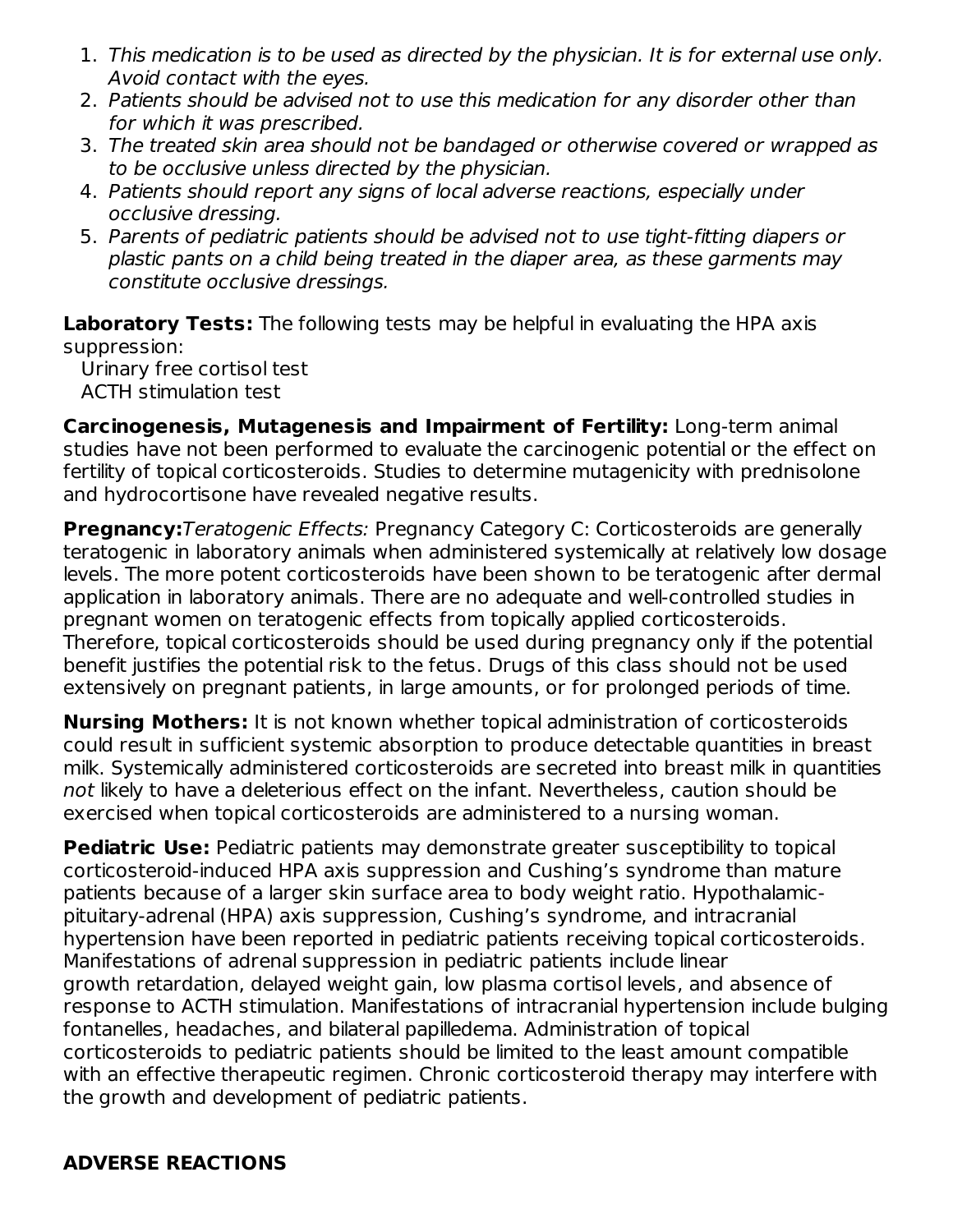1. *This medication is to be used as directed by the physician. It is for external use only. Avoid contact with the eyes.*
2. *Patients should be advised not to use this medication for any disorder other than for which it was prescribed.*
3. *The treated skin area should not be bandaged or otherwise covered or wrapped as to be occlusive unless directed by the physician.*
4. *Patients should report any signs of local adverse reactions, especially under occlusive dressing.*
5. *Parents of pediatric patients should be advised not to use tight-fitting diapers or plastic pants on a child being treated in the diaper area, as these garments may constitute occlusive dressings.*

**Laboratory Tests:** The following tests may be helpful in evaluating the HPA axis suppression:

Urinary free cortisol test
ACTH stimulation test

**Carcinogenesis, Mutagenesis and Impairment of Fertility:** Long-term animal studies have not been performed to evaluate the carcinogenic potential or the effect on fertility of topical corticosteroids. Studies to determine mutagenicity with prednisolone and hydrocortisone have revealed negative results.

**Pregnancy:***Teratogenic Effects:* Pregnancy Category C: Corticosteroids are generally teratogenic in laboratory animals when administered systemically at relatively low dosage levels. The more potent corticosteroids have been shown to be teratogenic after dermal application in laboratory animals. There are no adequate and well-controlled studies in pregnant women on teratogenic effects from topically applied corticosteroids. Therefore, topical corticosteroids should be used during pregnancy only if the potential benefit justifies the potential risk to the fetus. Drugs of this class should not be used extensively on pregnant patients, in large amounts, or for prolonged periods of time.

**Nursing Mothers:** It is not known whether topical administration of corticosteroids could result in sufficient systemic absorption to produce detectable quantities in breast milk. Systemically administered corticosteroids are secreted into breast milk in quantities *not* likely to have a deleterious effect on the infant. Nevertheless, caution should be exercised when topical corticosteroids are administered to a nursing woman.

**Pediatric Use:** Pediatric patients may demonstrate greater susceptibility to topical corticosteroid-induced HPA axis suppression and Cushing's syndrome than mature patients because of a larger skin surface area to body weight ratio. Hypothalamic-pituitary-adrenal (HPA) axis suppression, Cushing's syndrome, and intracranial hypertension have been reported in pediatric patients receiving topical corticosteroids. Manifestations of adrenal suppression in pediatric patients include linear growth retardation, delayed weight gain, low plasma cortisol levels, and absence of response to ACTH stimulation. Manifestations of intracranial hypertension include bulging fontanelles, headaches, and bilateral papilledema. Administration of topical corticosteroids to pediatric patients should be limited to the least amount compatible with an effective therapeutic regimen. Chronic corticosteroid therapy may interfere with the growth and development of pediatric patients.

## ADVERSE REACTIONS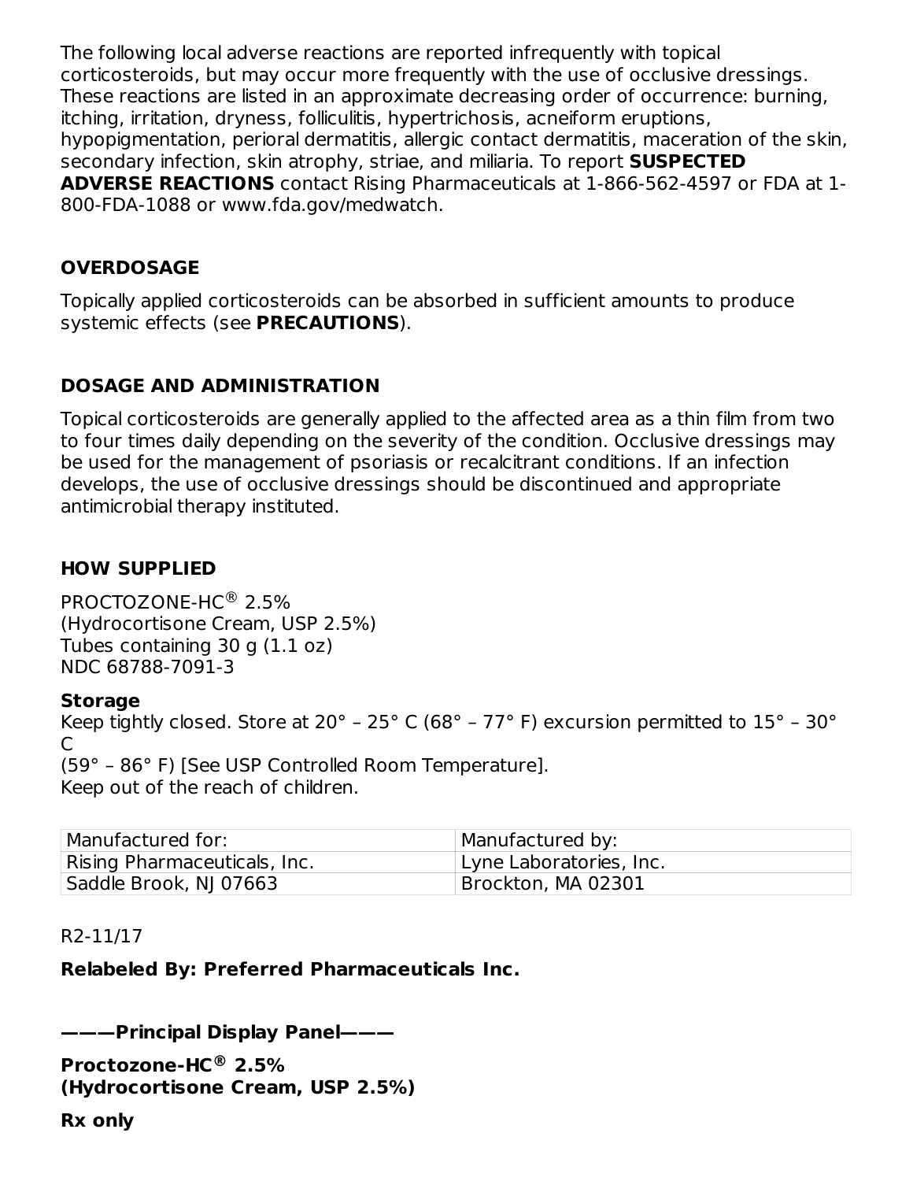The following local adverse reactions are reported infrequently with topical corticosteroids, but may occur more frequently with the use of occlusive dressings. These reactions are listed in an approximate decreasing order of occurrence: burning, itching, irritation, dryness, folliculitis, hypertrichosis, acneiform eruptions, hypopigmentation, perioral dermatitis, allergic contact dermatitis, maceration of the skin, secondary infection, skin atrophy, striae, and miliaria. To report **SUSPECTED ADVERSE REACTIONS** contact Rising Pharmaceuticals at 1-866-562-4597 or FDA at 1-800-FDA-1088 or www.fda.gov/medwatch.

## OVERDOSAGE

Topically applied corticosteroids can be absorbed in sufficient amounts to produce systemic effects (see **PRECAUTIONS**).

## DOSAGE AND ADMINISTRATION

Topical corticosteroids are generally applied to the affected area as a thin film from two to four times daily depending on the severity of the condition. Occlusive dressings may be used for the management of psoriasis or recalcitrant conditions. If an infection develops, the use of occlusive dressings should be discontinued and appropriate antimicrobial therapy instituted.

## HOW SUPPLIED

PROCTOZONE-HC® 2.5%
(Hydrocortisone Cream, USP 2.5%)
Tubes containing 30 g (1.1 oz)
NDC 68788-7091-3

**Storage**
Keep tightly closed. Store at 20° – 25° C (68° – 77° F) excursion permitted to 15° – 30° C
(59° – 86° F) [See USP Controlled Room Temperature].
Keep out of the reach of children.

| Manufactured for: | Manufactured by: |
|---|---|
| Rising Pharmaceuticals, Inc. | Lyne Laboratories, Inc. |
| Saddle Brook, NJ 07663 | Brockton, MA 02301 |

R2-11/17

**Relabeled By: Preferred Pharmaceuticals Inc.**

**———Principal Display Panel———**

**Proctozone-HC® 2.5%**
**(Hydrocortisone Cream, USP 2.5%)**

**Rx only**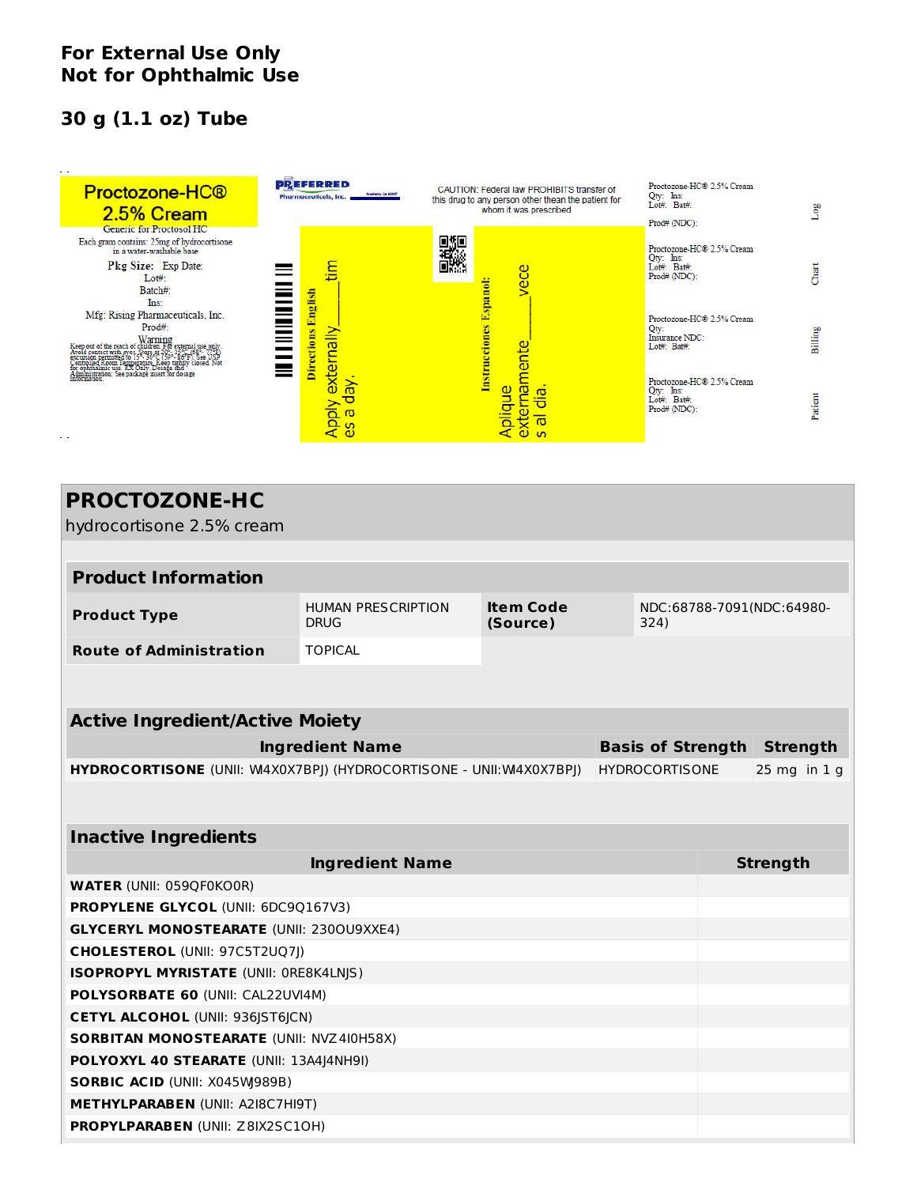**For External Use Only**
**Not for Ophthalmic Use**

**30 g (1.1 oz) Tube**

Proctozone-HC®
2.5% Cream

Generic for Proctosol HC
Each gram contains: 25mg of hydrocortisone in a water-washable base

Pkg Size: Exp Date:
Lot#:
Batch#:
Ins:
Mfg: Rising Pharmaceuticals, Inc.
Prod#:

Warning
Keep out of the reach of children. For external use only. Avoid contact with eyes. Store at 20°- 25°C (68°- 77°F) excursion permitted to 15°- 30°C (59°-86°F). See USP Controlled Room Temperature. Keep tightly closed. Not for ophthalmic use. RX Only. Dosage and Administration: See package insert for dosage information.

PREFERRED Pharmaceuticals, Inc.

CAUTION: Federal law PROHIBITS transfer of this drug to any person other thean the patient for whom it was prescribed

Directions English
Apply externally____times a day.

Instrucciones Espanol:
Aplique externamente____veces al dia.

Proctozone-HC® 2.5% Cream
Qty: Ins:
Lot#: Bat#:
Prod# (NDC):
Log

Proctozone-HC® 2.5% Cream
Qty: Ins:
Lot#: Bat#:
Prod# (NDC):
Chart

Proctozone-HC® 2.5% Cream
Qty:
Insurance NDC:
Lot#: Bat#:
Billing

Proctozone-HC® 2.5% Cream
Qty: Ins:
Lot#: Bat#:
Prod# (NDC):
Patient

## PROCTOZONE-HC
hydrocortisone 2.5% cream

| Product Information | | | |
|---|---|---|---|
| **Product Type** | HUMAN PRESCRIPTION DRUG | **Item Code (Source)** | NDC:68788-7091(NDC:64980-324) |
| **Route of Administration** | TOPICAL | | |

| Active Ingredient/Active Moiety | | |
|---|---|---|
| **Ingredient Name** | **Basis of Strength** | **Strength** |
| **HYDROCORTISONE** (UNII: WI4X0X7BPJ) (HYDROCORTISONE - UNII:WI4X0X7BPJ) | HYDROCORTISONE | 25 mg in 1 g |

| Inactive Ingredients | |
|---|---|
| **Ingredient Name** | **Strength** |
| **WATER** (UNII: 059QF0KO0R) | |
| **PROPYLENE GLYCOL** (UNII: 6DC9Q167V3) | |
| **GLYCERYL MONOSTEARATE** (UNII: 230OU9XXE4) | |
| **CHOLESTEROL** (UNII: 97C5T2UQ7J) | |
| **ISOPROPYL MYRISTATE** (UNII: 0RE8K4LNJS) | |
| **POLYSORBATE 60** (UNII: CAL22UVI4M) | |
| **CETYL ALCOHOL** (UNII: 936JST6JCN) | |
| **SORBITAN MONOSTEARATE** (UNII: NVZ4I0H58X) | |
| **POLYOXYL 40 STEARATE** (UNII: 13A4J4NH9I) | |
| **SORBIC ACID** (UNII: X045WJ989B) | |
| **METHYLPARABEN** (UNII: A2I8C7HI9T) | |
| **PROPYLPARABEN** (UNII: Z8IX2SC1OH) | |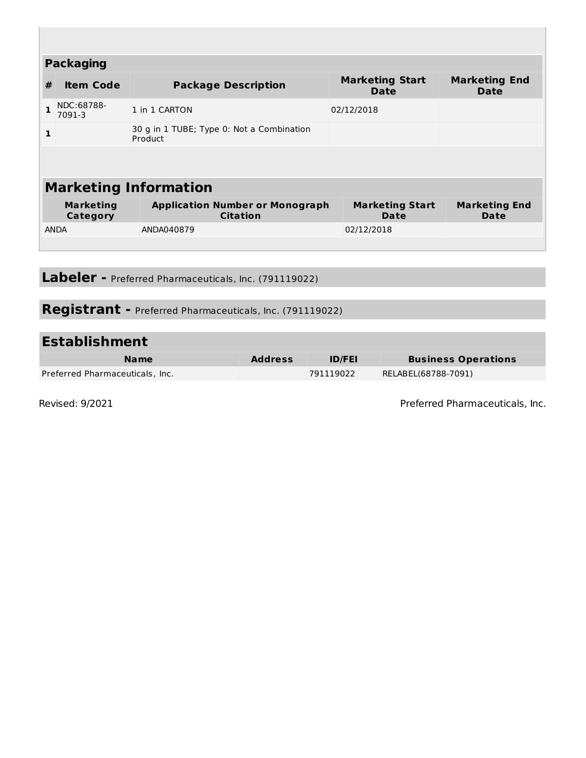### Packaging

| # | Item Code | Package Description | Marketing Start Date | Marketing End Date |
|---|---|---|---|---|
| 1 | NDC:68788-7091-3 | 1 in 1 CARTON | 02/12/2018 | |
| 1 | | 30 g in 1 TUBE; Type 0: Not a Combination Product | | |

### Marketing Information

| Marketing Category | Application Number or Monograph Citation | Marketing Start Date | Marketing End Date |
|---|---|---|---|
| ANDA | ANDA040879 | 02/12/2018 | |

## Labeler - Preferred Pharmaceuticals, Inc. (791119022)

## Registrant - Preferred Pharmaceuticals, Inc. (791119022)

## Establishment

| Name | Address | ID/FEI | Business Operations |
|---|---|---|---|
| Preferred Pharmaceuticals, Inc. | | 791119022 | RELABEL(68788-7091) |

Revised: 9/2021

Preferred Pharmaceuticals, Inc.